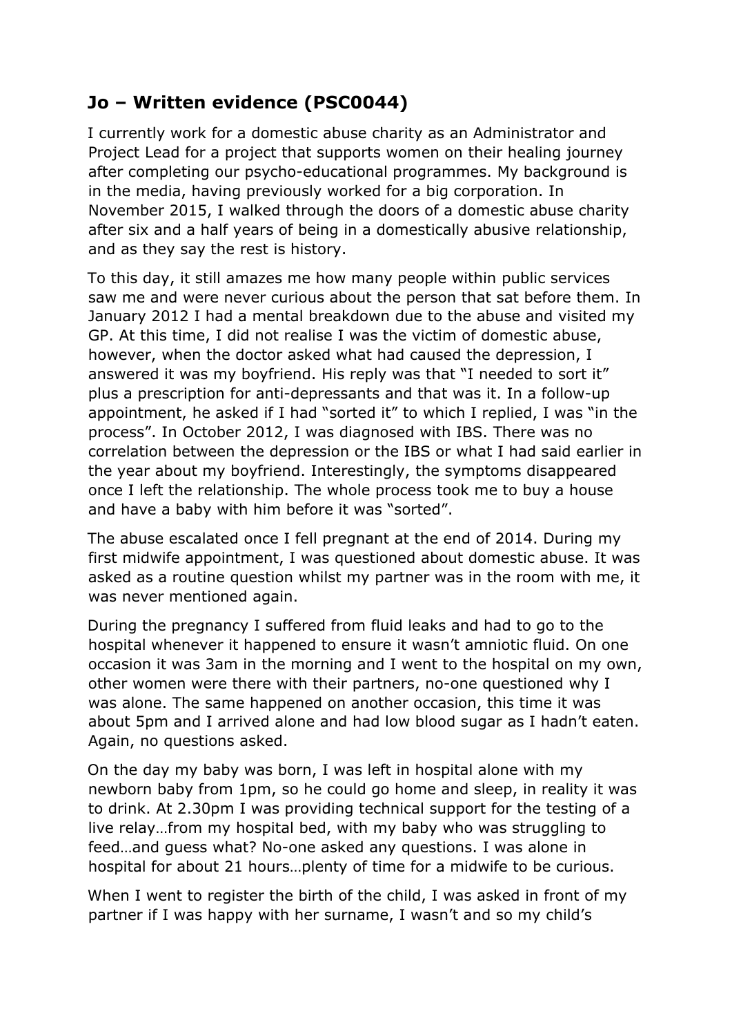## Jo – Written evidence (PSC0044)

I currently work for a domestic abuse charity as an Administrator and Project Lead for a project that supports women on their healing journey after completing our psycho-educational programmes. My background is in the media, having previously worked for a big corporation. In November 2015, I walked through the doors of a domestic abuse charity after six and a half years of being in a domestically abusive relationship, and as they say the rest is history.

To this day, it still amazes me how many people within public services saw me and were never curious about the person that sat before them. In January 2012 I had a mental breakdown due to the abuse and visited my GP. At this time, I did not realise I was the victim of domestic abuse, however, when the doctor asked what had caused the depression, I answered it was my boyfriend. His reply was that "I needed to sort it" plus a prescription for anti-depressants and that was it. In a follow-up appointment, he asked if I had "sorted it" to which I replied, I was "in the process". In October 2012, I was diagnosed with IBS. There was no correlation between the depression or the IBS or what I had said earlier in the year about my boyfriend. Interestingly, the symptoms disappeared once I left the relationship. The whole process took me to buy a house and have a baby with him before it was "sorted".

The abuse escalated once I fell pregnant at the end of 2014. During my first midwife appointment, I was questioned about domestic abuse. It was asked as a routine question whilst my partner was in the room with me, it was never mentioned again.

During the pregnancy I suffered from fluid leaks and had to go to the hospital whenever it happened to ensure it wasn't amniotic fluid. On one occasion it was 3am in the morning and I went to the hospital on my own, other women were there with their partners, no-one questioned why I was alone. The same happened on another occasion, this time it was about 5pm and I arrived alone and had low blood sugar as I hadn't eaten. Again, no questions asked.

On the day my baby was born, I was left in hospital alone with my newborn baby from 1pm, so he could go home and sleep, in reality it was to drink. At 2.30pm I was providing technical support for the testing of a live relay…from my hospital bed, with my baby who was struggling to feed…and guess what? No-one asked any questions. I was alone in hospital for about 21 hours…plenty of time for a midwife to be curious.

When I went to register the birth of the child, I was asked in front of my partner if I was happy with her surname, I wasn't and so my child's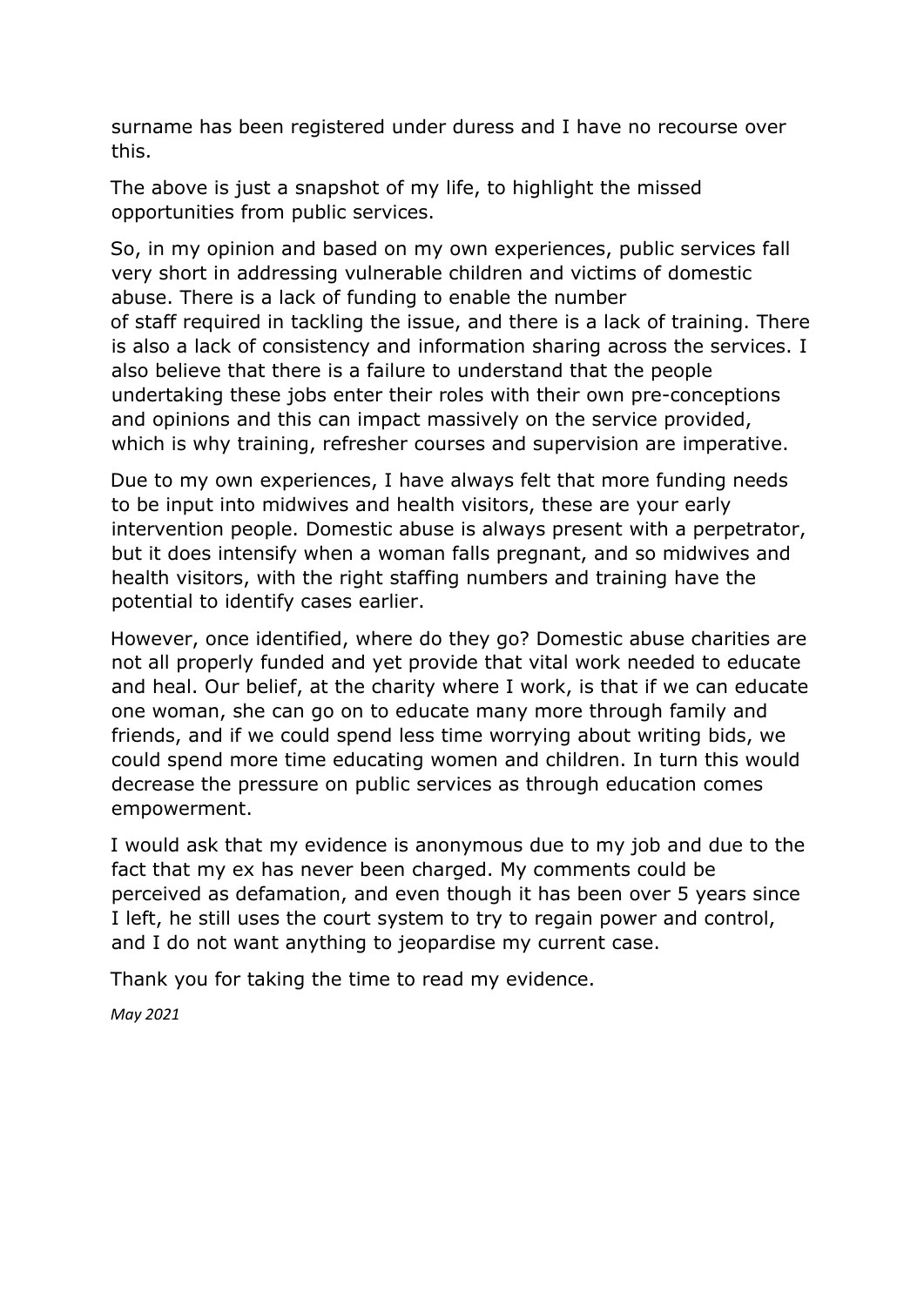surname has been registered under duress and I have no recourse over this.

The above is just a snapshot of my life, to highlight the missed opportunities from public services.

So, in my opinion and based on my own experiences, public services fall very short in addressing vulnerable children and victims of domestic abuse. There is a lack of funding to enable the number of staff required in tackling the issue, and there is a lack of training. There is also a lack of consistency and information sharing across the services. I also believe that there is a failure to understand that the people undertaking these jobs enter their roles with their own pre-conceptions and opinions and this can impact massively on the service provided, which is why training, refresher courses and supervision are imperative.

Due to my own experiences, I have always felt that more funding needs to be input into midwives and health visitors, these are your early intervention people. Domestic abuse is always present with a perpetrator, but it does intensify when a woman falls pregnant, and so midwives and health visitors, with the right staffing numbers and training have the potential to identify cases earlier.

However, once identified, where do they go? Domestic abuse charities are not all properly funded and yet provide that vital work needed to educate and heal. Our belief, at the charity where I work, is that if we can educate one woman, she can go on to educate many more through family and friends, and if we could spend less time worrying about writing bids, we could spend more time educating women and children. In turn this would decrease the pressure on public services as through education comes empowerment.

I would ask that my evidence is anonymous due to my job and due to the fact that my ex has never been charged. My comments could be perceived as defamation, and even though it has been over 5 years since I left, he still uses the court system to try to regain power and control, and I do not want anything to jeopardise my current case.

Thank you for taking the time to read my evidence.

*May 2021*